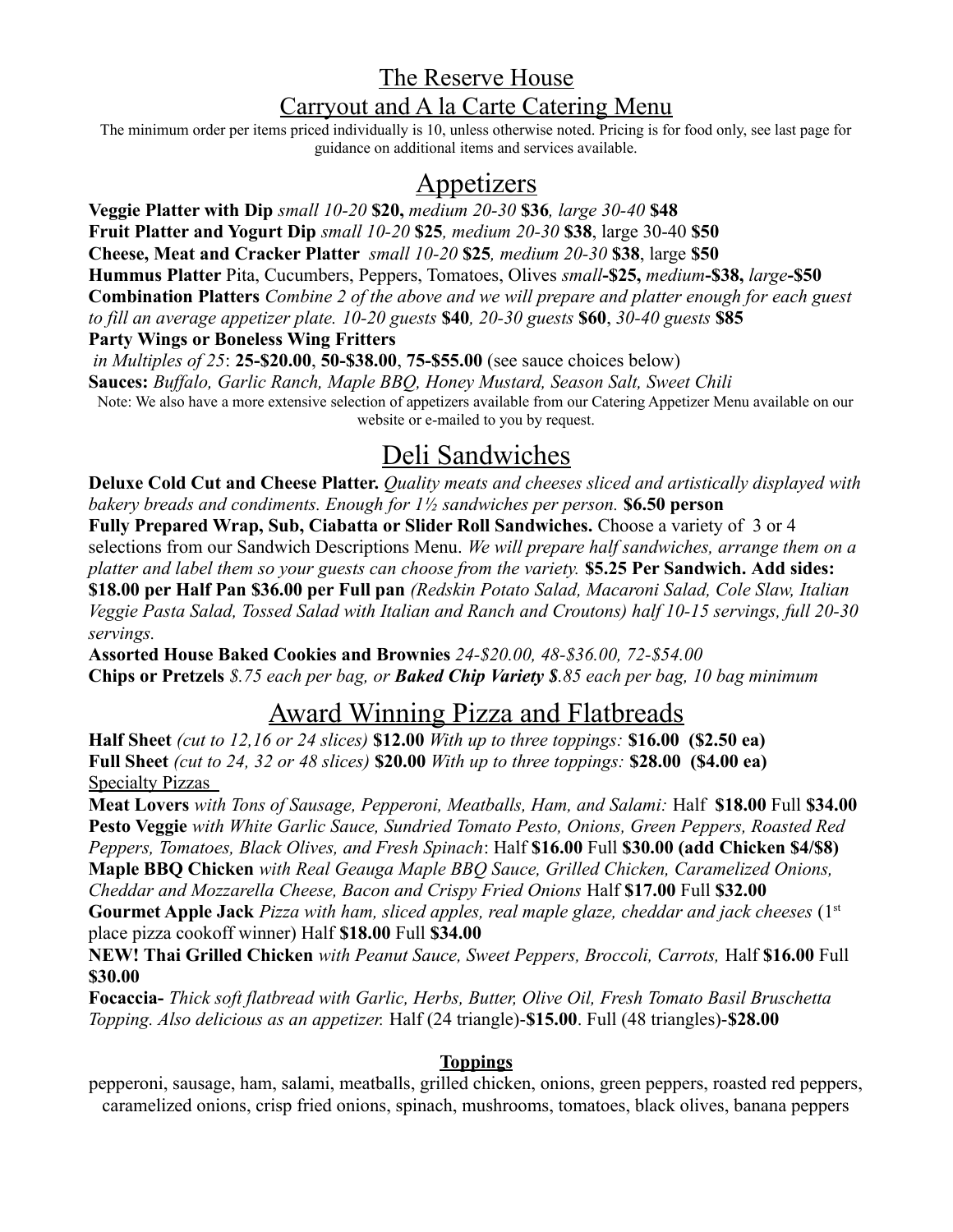# The Reserve House

## Carryout and A la Carte Catering Menu

The minimum order per items priced individually is 10, unless otherwise noted. Pricing is for food only, see last page for guidance on additional items and services available.

## Appetizers

**Veggie Platter with Dip** *small 10-20* **$20,** *medium 20-30* **$36***, large 30-40* **$48**
**Fruit Platter and Yogurt Dip** *small 10-20* **$25***, medium 20-30* **$38**, large 30-40 **$50**
**Cheese, Meat and Cracker Platter** *small 10-20* **$25***, medium 20-30* **$38**, large **$50**
**Hummus Platter** Pita, Cucumbers, Peppers, Tomatoes, Olives *small***-$25,** *medium***-$38,** *large***-$50**
**Combination Platters** *Combine 2 of the above and we will prepare and platter enough for each guest to fill an average appetizer plate. 10-20 guests* **$40***, 20-30 guests* **$60**, *30-40 guests* **$85**
**Party Wings or Boneless Wing Fritters**
*in Multiples of 25*: **25-$20.00**, **50-$38.00**, **75-$55.00** (see sauce choices below)
**Sauces:** *Buffalo, Garlic Ranch, Maple BBQ, Honey Mustard, Season Salt, Sweet Chili*

Note: We also have a more extensive selection of appetizers available from our Catering Appetizer Menu available on our website or e-mailed to you by request.

## Deli Sandwiches

**Deluxe Cold Cut and Cheese Platter.** *Quality meats and cheeses sliced and artistically displayed with bakery breads and condiments. Enough for 1½ sandwiches per person.* **$6.50 person**
**Fully Prepared Wrap, Sub, Ciabatta or Slider Roll Sandwiches.** Choose a variety of 3 or 4 selections from our Sandwich Descriptions Menu. *We will prepare half sandwiches, arrange them on a platter and label them so your guests can choose from the variety.* **$5.25 Per Sandwich. Add sides: $18.00 per Half Pan $36.00 per Full pan** *(Redskin Potato Salad, Macaroni Salad, Cole Slaw, Italian Veggie Pasta Salad, Tossed Salad with Italian and Ranch and Croutons) half 10-15 servings, full 20-30 servings.*
**Assorted House Baked Cookies and Brownies** *24-$20.00, 48-$36.00, 72-$54.00*
**Chips or Pretzels** *$.75 each per bag, or* ***Baked Chip Variety*** *$.85 each per bag, 10 bag minimum*

## Award Winning Pizza and Flatbreads

**Half Sheet** *(cut to 12,16 or 24 slices)* **$12.00** *With up to three toppings:* **$16.00 ($2.50 ea)**
**Full Sheet** *(cut to 24, 32 or 48 slices)* **$20.00** *With up to three toppings:* **$28.00 ($4.00 ea)**

Specialty Pizzas

**Meat Lovers** *with Tons of Sausage, Pepperoni, Meatballs, Ham, and Salami:* Half **$18.00** Full **$34.00**
**Pesto Veggie** *with White Garlic Sauce, Sundried Tomato Pesto, Onions, Green Peppers, Roasted Red Peppers, Tomatoes, Black Olives, and Fresh Spinach*: Half **$16.00** Full **$30.00 (add Chicken $4/$8)**
**Maple BBQ Chicken** *with Real Geauga Maple BBQ Sauce, Grilled Chicken, Caramelized Onions, Cheddar and Mozzarella Cheese, Bacon and Crispy Fried Onions* Half **$17.00** Full **$32.00**
**Gourmet Apple Jack** *Pizza with ham, sliced apples, real maple glaze, cheddar and jack cheeses* (1st place pizza cookoff winner) Half **$18.00** Full **$34.00**
**NEW! Thai Grilled Chicken** *with Peanut Sauce, Sweet Peppers, Broccoli, Carrots,* Half **$16.00** Full **$30.00**
**Focaccia-** *Thick soft flatbread with Garlic, Herbs, Butter, Olive Oil, Fresh Tomato Basil Bruschetta Topping. Also delicious as an appetizer.* Half (24 triangle)-**$15.00**. Full (48 triangles)-**$28.00**

### Toppings

pepperoni, sausage, ham, salami, meatballs, grilled chicken, onions, green peppers, roasted red peppers, caramelized onions, crisp fried onions, spinach, mushrooms, tomatoes, black olives, banana peppers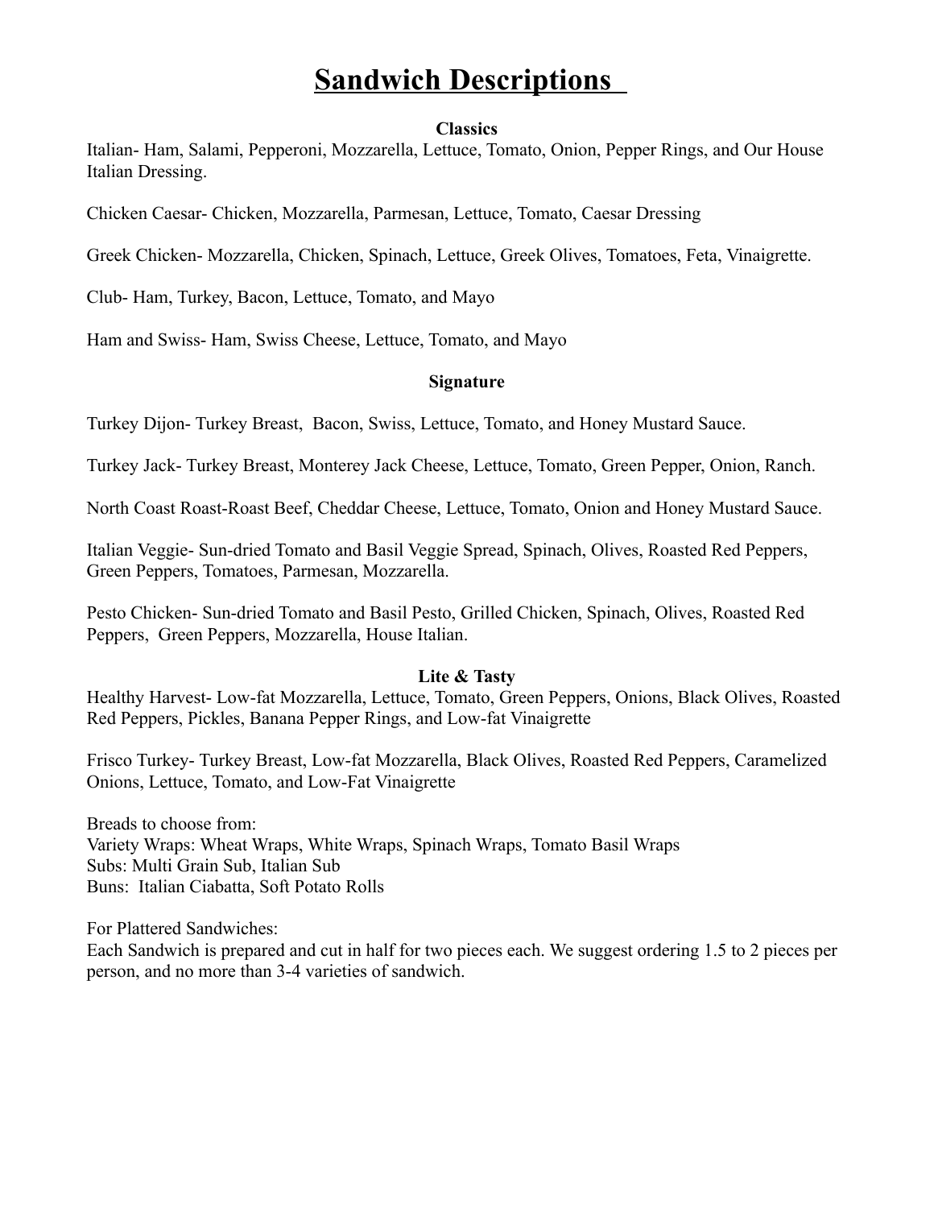# Sandwich Descriptions

### Classics

Italian- Ham, Salami, Pepperoni, Mozzarella, Lettuce, Tomato, Onion, Pepper Rings, and Our House Italian Dressing.

Chicken Caesar- Chicken, Mozzarella, Parmesan, Lettuce, Tomato, Caesar Dressing

Greek Chicken- Mozzarella, Chicken, Spinach, Lettuce, Greek Olives, Tomatoes, Feta, Vinaigrette.

Club- Ham, Turkey, Bacon, Lettuce, Tomato, and Mayo

Ham and Swiss- Ham, Swiss Cheese, Lettuce, Tomato, and Mayo

### Signature

Turkey Dijon- Turkey Breast, Bacon, Swiss, Lettuce, Tomato, and Honey Mustard Sauce.

Turkey Jack- Turkey Breast, Monterey Jack Cheese, Lettuce, Tomato, Green Pepper, Onion, Ranch.

North Coast Roast-Roast Beef, Cheddar Cheese, Lettuce, Tomato, Onion and Honey Mustard Sauce.

Italian Veggie- Sun-dried Tomato and Basil Veggie Spread, Spinach, Olives, Roasted Red Peppers, Green Peppers, Tomatoes, Parmesan, Mozzarella.

Pesto Chicken- Sun-dried Tomato and Basil Pesto, Grilled Chicken, Spinach, Olives, Roasted Red Peppers, Green Peppers, Mozzarella, House Italian.

### Lite & Tasty

Healthy Harvest- Low-fat Mozzarella, Lettuce, Tomato, Green Peppers, Onions, Black Olives, Roasted Red Peppers, Pickles, Banana Pepper Rings, and Low-fat Vinaigrette

Frisco Turkey- Turkey Breast, Low-fat Mozzarella, Black Olives, Roasted Red Peppers, Caramelized Onions, Lettuce, Tomato, and Low-Fat Vinaigrette

Breads to choose from:
Variety Wraps: Wheat Wraps, White Wraps, Spinach Wraps, Tomato Basil Wraps
Subs: Multi Grain Sub, Italian Sub
Buns: Italian Ciabatta, Soft Potato Rolls

For Plattered Sandwiches:
Each Sandwich is prepared and cut in half for two pieces each. We suggest ordering 1.5 to 2 pieces per person, and no more than 3-4 varieties of sandwich.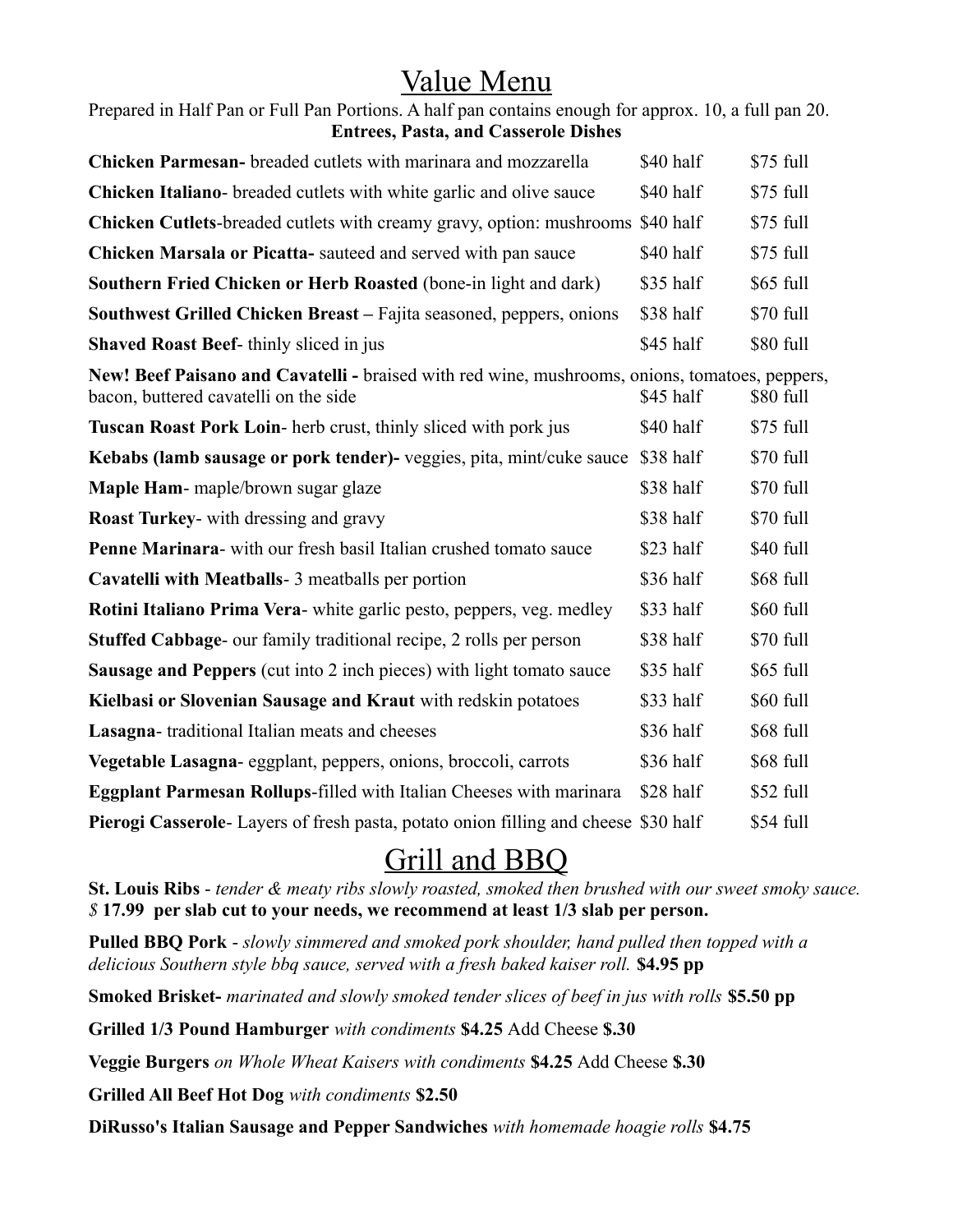# Value Menu

Prepared in Half Pan or Full Pan Portions. A half pan contains enough for approx. 10, a full pan 20.

**Entrees, Pasta, and Casserole Dishes**

| Item | Half | Full |
|---|---|---|
| **Chicken Parmesan-** breaded cutlets with marinara and mozzarella | $40 half | $75 full |
| **Chicken Italiano**- breaded cutlets with white garlic and olive sauce | $40 half | $75 full |
| **Chicken Cutlets**-breaded cutlets with creamy gravy, option: mushrooms | $40 half | $75 full |
| **Chicken Marsala or Picatta-** sauteed and served with pan sauce | $40 half | $75 full |
| **Southern Fried Chicken or Herb Roasted** (bone-in light and dark) | $35 half | $65 full |
| **Southwest Grilled Chicken Breast –** Fajita seasoned, peppers, onions | $38 half | $70 full |
| **Shaved Roast Beef**- thinly sliced in jus | $45 half | $80 full |
| **New! Beef Paisano and Cavatelli -** braised with red wine, mushrooms, onions, tomatoes, peppers, bacon, buttered cavatelli on the side | $45 half | $80 full |
| **Tuscan Roast Pork Loin**- herb crust, thinly sliced with pork jus | $40 half | $75 full |
| **Kebabs (lamb sausage or pork tender)-** veggies, pita, mint/cuke sauce | $38 half | $70 full |
| **Maple Ham**- maple/brown sugar glaze | $38 half | $70 full |
| **Roast Turkey**- with dressing and gravy | $38 half | $70 full |
| **Penne Marinara**- with our fresh basil Italian crushed tomato sauce | $23 half | $40 full |
| **Cavatelli with Meatballs**- 3 meatballs per portion | $36 half | $68 full |
| **Rotini Italiano Prima Vera**- white garlic pesto, peppers, veg. medley | $33 half | $60 full |
| **Stuffed Cabbage**- our family traditional recipe, 2 rolls per person | $38 half | $70 full |
| **Sausage and Peppers** (cut into 2 inch pieces) with light tomato sauce | $35 half | $65 full |
| **Kielbasi or Slovenian Sausage and Kraut** with redskin potatoes | $33 half | $60 full |
| **Lasagna**- traditional Italian meats and cheeses | $36 half | $68 full |
| **Vegetable Lasagna**- eggplant, peppers, onions, broccoli, carrots | $36 half | $68 full |
| **Eggplant Parmesan Rollups**-filled with Italian Cheeses with marinara | $28 half | $52 full |
| **Pierogi Casserole**- Layers of fresh pasta, potato onion filling and cheese | $30 half | $54 full |

# Grill and BBQ

**St. Louis Ribs** - *tender & meaty ribs slowly roasted, smoked then brushed with our sweet smoky sauce. $* **17.99 per slab cut to your needs, we recommend at least 1/3 slab per person.**

**Pulled BBQ Pork** - *slowly simmered and smoked pork shoulder, hand pulled then topped with a delicious Southern style bbq sauce, served with a fresh baked kaiser roll.* **$4.95 pp**

**Smoked Brisket-** *marinated and slowly smoked tender slices of beef in jus with rolls* **$5.50 pp**

**Grilled 1/3 Pound Hamburger** *with condiments* **$4.25** Add Cheese **$.30**

**Veggie Burgers** *on Whole Wheat Kaisers with condiments* **$4.25** Add Cheese **$.30**

**Grilled All Beef Hot Dog** *with condiments* **$2.50**

**DiRusso's Italian Sausage and Pepper Sandwiches** *with homemade hoagie rolls* **$4.75**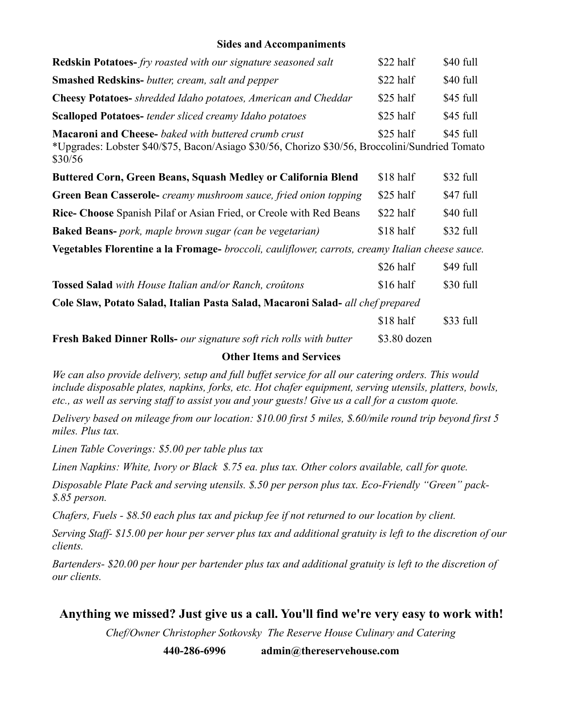## Sides and Accompaniments

| | | |
|---|---|---|
| **Redskin Potatoes-** *fry roasted with our signature seasoned salt* | $22 half | $40 full |
| **Smashed Redskins-** *butter, cream, salt and pepper* | $22 half | $40 full |
| **Cheesy Potatoes-** *shredded Idaho potatoes, American and Cheddar* | $25 half | $45 full |
| **Scalloped Potatoes-** *tender sliced creamy Idaho potatoes* | $25 half | $45 full |
| **Macaroni and Cheese-** *baked with buttered crumb crust* | $25 half | $45 full |

*Upgrades: Lobster $40/$75, Bacon/Asiago $30/56, Chorizo $30/56, Broccolini/Sundried Tomato $30/56

| | | |
|---|---|---|
| **Buttered Corn, Green Beans, Squash Medley or California Blend** | $18 half | $32 full |
| **Green Bean Casserole-** *creamy mushroom sauce, fried onion topping* | $25 half | $47 full |
| **Rice- Choose** Spanish Pilaf or Asian Fried, or Creole with Red Beans | $22 half | $40 full |
| **Baked Beans-** *pork, maple brown sugar (can be vegetarian)* | $18 half | $32 full |
| **Vegetables Florentine a la Fromage-** *broccoli, cauliflower, carrots, creamy Italian cheese sauce.* | $26 half | $49 full |
| **Tossed Salad** *with House Italian and/or Ranch, croûtons* | $16 half | $30 full |
| **Cole Slaw, Potato Salad, Italian Pasta Salad, Macaroni Salad-** *all chef prepared* | $18 half | $33 full |
| **Fresh Baked Dinner Rolls-** *our signature soft rich rolls with butter* | $3.80 dozen | |

## Other Items and Services

*We can also provide delivery, setup and full buffet service for all our catering orders. This would include disposable plates, napkins, forks, etc. Hot chafer equipment, serving utensils, platters, bowls, etc., as well as serving staff to assist you and your guests! Give us a call for a custom quote.*

*Delivery based on mileage from our location: $10.00 first 5 miles, $.60/mile round trip beyond first 5 miles. Plus tax.*

*Linen Table Coverings: $5.00 per table plus tax*

*Linen Napkins: White, Ivory or Black $.75 ea. plus tax. Other colors available, call for quote.*

*Disposable Plate Pack and serving utensils. $.50 per person plus tax. Eco-Friendly "Green" pack- $.85 person.*

*Chafers, Fuels - $8.50 each plus tax and pickup fee if not returned to our location by client.*

*Serving Staff- $15.00 per hour per server plus tax and additional gratuity is left to the discretion of our clients.*

*Bartenders- $20.00 per hour per bartender plus tax and additional gratuity is left to the discretion of our clients.*

## Anything we missed? Just give us a call. You'll find we're very easy to work with!

*Chef/Owner Christopher Sotkovsky The Reserve House Culinary and Catering*

**440-286-6996 admin@thereservehouse.com**